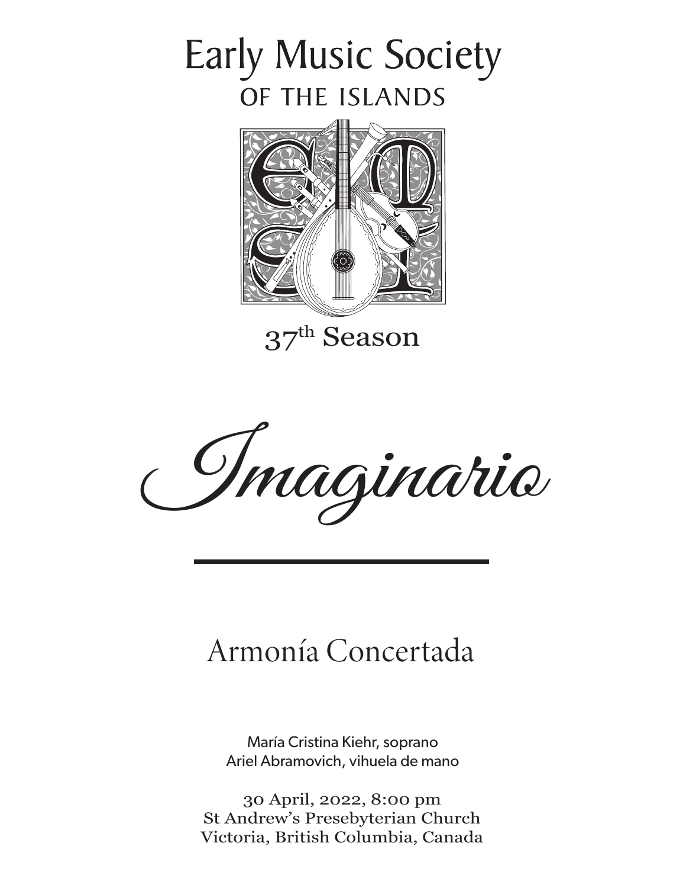# Early Music Society
## OF THE ISLANDS

37th Season

# *Imaginario*

---

## Armonía Concertada

María Cristina Kiehr, soprano
Ariel Abramovich, vihuela de mano

30 April, 2022, 8:00 pm
St Andrew's Presebyterian Church
Victoria, British Columbia, Canada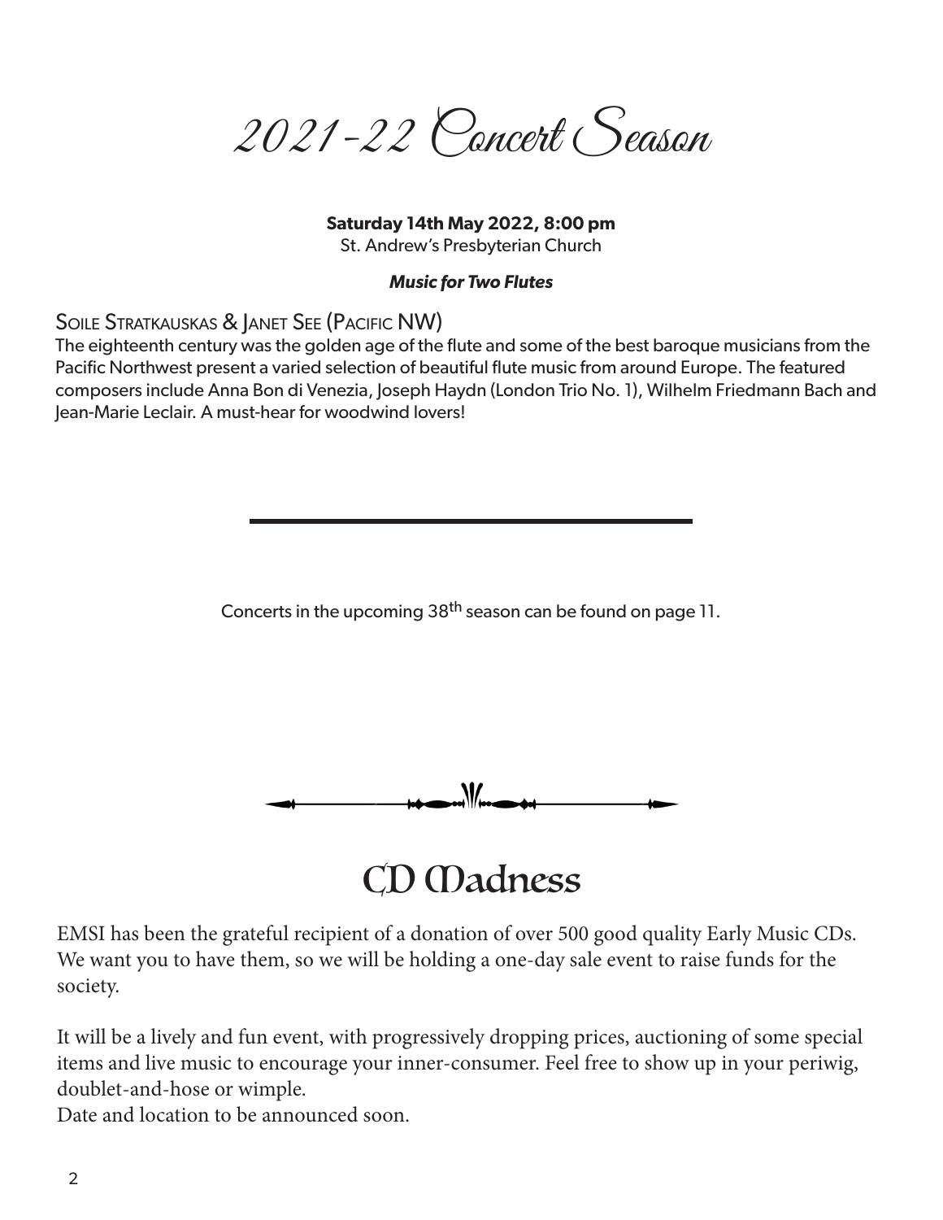# 2021-22 Concert Season

**Saturday 14th May 2022, 8:00 pm**
St. Andrew's Presbyterian Church

***Music for Two Flutes***

Soile Stratkauskas & Janet See (Pacific NW)
The eighteenth century was the golden age of the flute and some of the best baroque musicians from the Pacific Northwest present a varied selection of beautiful flute music from around Europe. The featured composers include Anna Bon di Venezia, Joseph Haydn (London Trio No. 1), Wilhelm Friedmann Bach and Jean-Marie Leclair. A must-hear for woodwind lovers!

---

Concerts in the upcoming 38th season can be found on page 11.

## CD Madness

EMSI has been the grateful recipient of a donation of over 500 good quality Early Music CDs. We want you to have them, so we will be holding a one-day sale event to raise funds for the society.

It will be a lively and fun event, with progressively dropping prices, auctioning of some special items and live music to encourage your inner-consumer. Feel free to show up in your periwig, doublet-and-hose or wimple.
Date and location to be announced soon.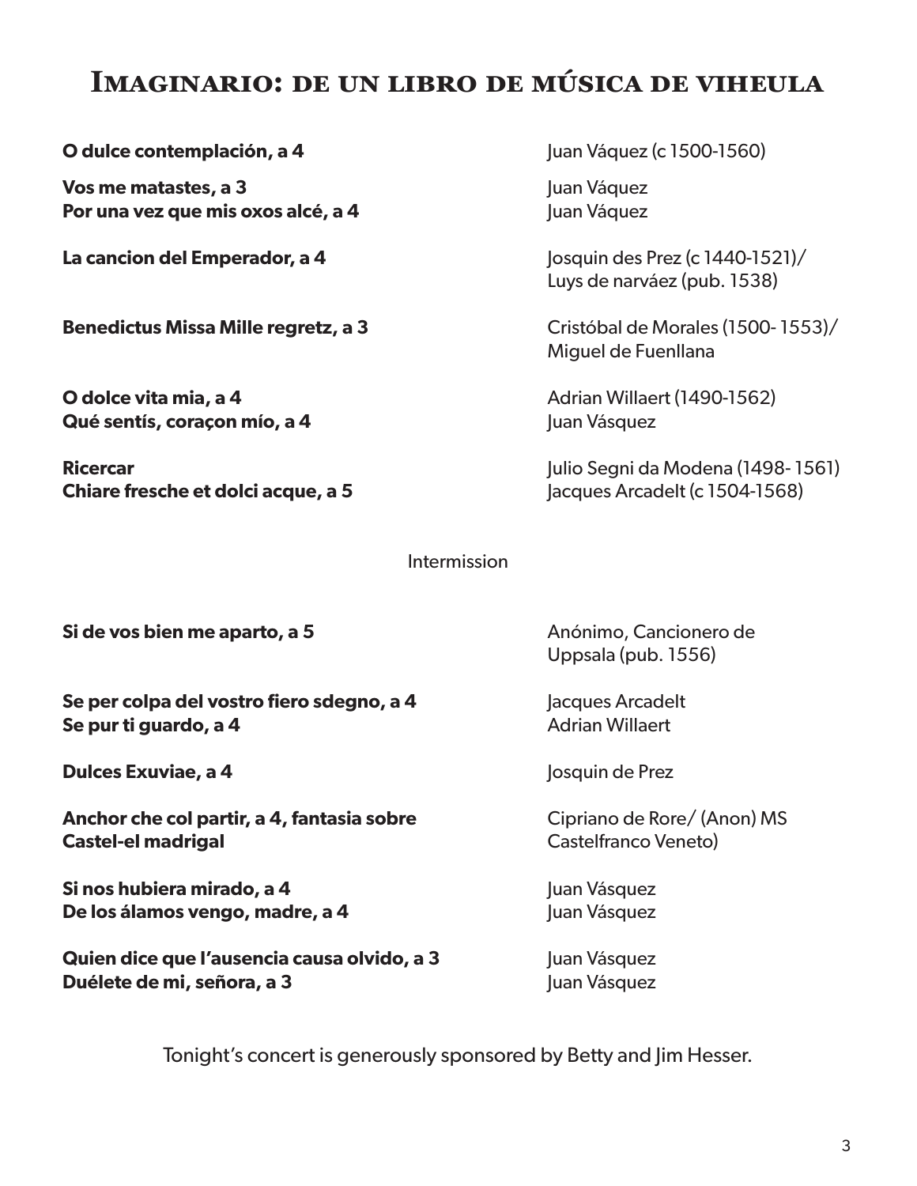# Imaginario: de un libro de música de viheula

| | |
|---|---|
| **O dulce contemplación, a 4** | Juan Váquez (c 1500-1560) |
| **Vos me matastes, a 3** | Juan Váquez |
| **Por una vez que mis oxos alcé, a 4** | Juan Váquez |
| **La cancion del Emperador, a 4** | Josquin des Prez (c 1440-1521)/ Luys de narváez (pub. 1538) |
| **Benedictus Missa Mille regretz, a 3** | Cristóbal de Morales (1500- 1553)/ Miguel de Fuenllana |
| **O dolce vita mia, a 4** | Adrian Willaert (1490-1562) |
| **Qué sentís, coraçon mío, a 4** | Juan Vásquez |
| **Ricercar** | Julio Segni da Modena (1498- 1561) |
| **Chiare fresche et dolci acque, a 5** | Jacques Arcadelt (c 1504-1568) |

Intermission

| | |
|---|---|
| **Si de vos bien me aparto, a 5** | Anónimo, Cancionero de Uppsala (pub. 1556) |
| **Se per colpa del vostro fiero sdegno, a 4** | Jacques Arcadelt |
| **Se pur ti guardo, a 4** | Adrian Willaert |
| **Dulces Exuviae, a 4** | Josquin de Prez |
| **Anchor che col partir, a 4, fantasia sobre Castel-el madrigal** | Cipriano de Rore/ (Anon) MS Castelfranco Veneto) |
| **Si nos hubiera mirado, a 4** | Juan Vásquez |
| **De los álamos vengo, madre, a 4** | Juan Vásquez |
| **Quien dice que l'ausencia causa olvido, a 3** | Juan Vásquez |
| **Duélete de mi, señora, a 3** | Juan Vásquez |

Tonight's concert is generously sponsored by Betty and Jim Hesser.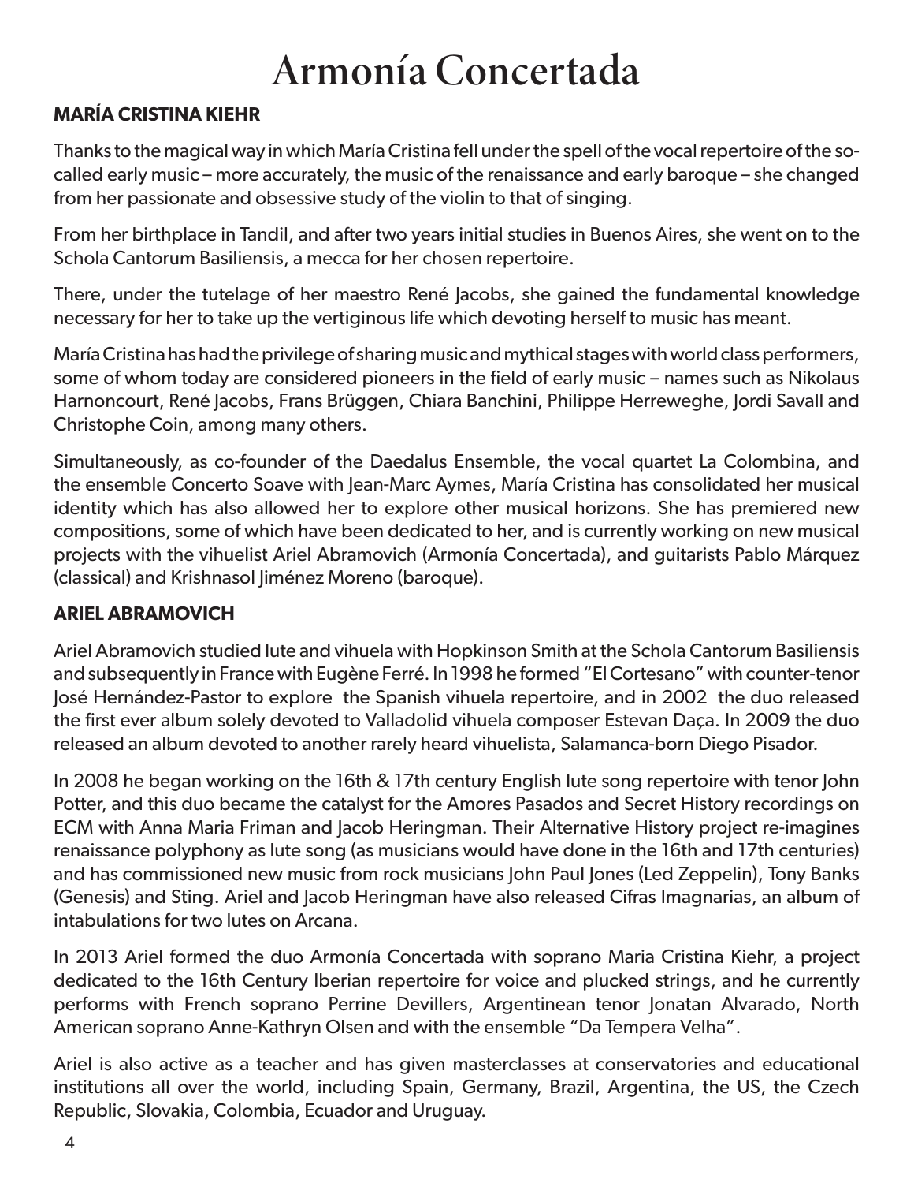# Armonía Concertada

## MARÍA CRISTINA KIEHR

Thanks to the magical way in which María Cristina fell under the spell of the vocal repertoire of the so-called early music – more accurately, the music of the renaissance and early baroque – she changed from her passionate and obsessive study of the violin to that of singing.

From her birthplace in Tandil, and after two years initial studies in Buenos Aires, she went on to the Schola Cantorum Basiliensis, a mecca for her chosen repertoire.

There, under the tutelage of her maestro René Jacobs, she gained the fundamental knowledge necessary for her to take up the vertiginous life which devoting herself to music has meant.

María Cristina has had the privilege of sharing music and mythical stages with world class performers, some of whom today are considered pioneers in the field of early music – names such as Nikolaus Harnoncourt, René Jacobs, Frans Brüggen, Chiara Banchini, Philippe Herreweghe, Jordi Savall and Christophe Coin, among many others.

Simultaneously, as co-founder of the Daedalus Ensemble, the vocal quartet La Colombina, and the ensemble Concerto Soave with Jean-Marc Aymes, María Cristina has consolidated her musical identity which has also allowed her to explore other musical horizons. She has premiered new compositions, some of which have been dedicated to her, and is currently working on new musical projects with the vihuelist Ariel Abramovich (Armonía Concertada), and guitarists Pablo Márquez (classical) and Krishnasol Jiménez Moreno (baroque).

## ARIEL ABRAMOVICH

Ariel Abramovich studied lute and vihuela with Hopkinson Smith at the Schola Cantorum Basiliensis and subsequently in France with Eugène Ferré. In 1998 he formed "El Cortesano" with counter-tenor José Hernández-Pastor to explore the Spanish vihuela repertoire, and in 2002 the duo released the first ever album solely devoted to Valladolid vihuela composer Estevan Daça. In 2009 the duo released an album devoted to another rarely heard vihuelista, Salamanca-born Diego Pisador.

In 2008 he began working on the 16th & 17th century English lute song repertoire with tenor John Potter, and this duo became the catalyst for the Amores Pasados and Secret History recordings on ECM with Anna Maria Friman and Jacob Heringman. Their Alternative History project re-imagines renaissance polyphony as lute song (as musicians would have done in the 16th and 17th centuries) and has commissioned new music from rock musicians John Paul Jones (Led Zeppelin), Tony Banks (Genesis) and Sting. Ariel and Jacob Heringman have also released Cifras Imagnarias, an album of intabulations for two lutes on Arcana.

In 2013 Ariel formed the duo Armonía Concertada with soprano Maria Cristina Kiehr, a project dedicated to the 16th Century Iberian repertoire for voice and plucked strings, and he currently performs with French soprano Perrine Devillers, Argentinean tenor Jonatan Alvarado, North American soprano Anne-Kathryn Olsen and with the ensemble "Da Tempera Velha".

Ariel is also active as a teacher and has given masterclasses at conservatories and educational institutions all over the world, including Spain, Germany, Brazil, Argentina, the US, the Czech Republic, Slovakia, Colombia, Ecuador and Uruguay.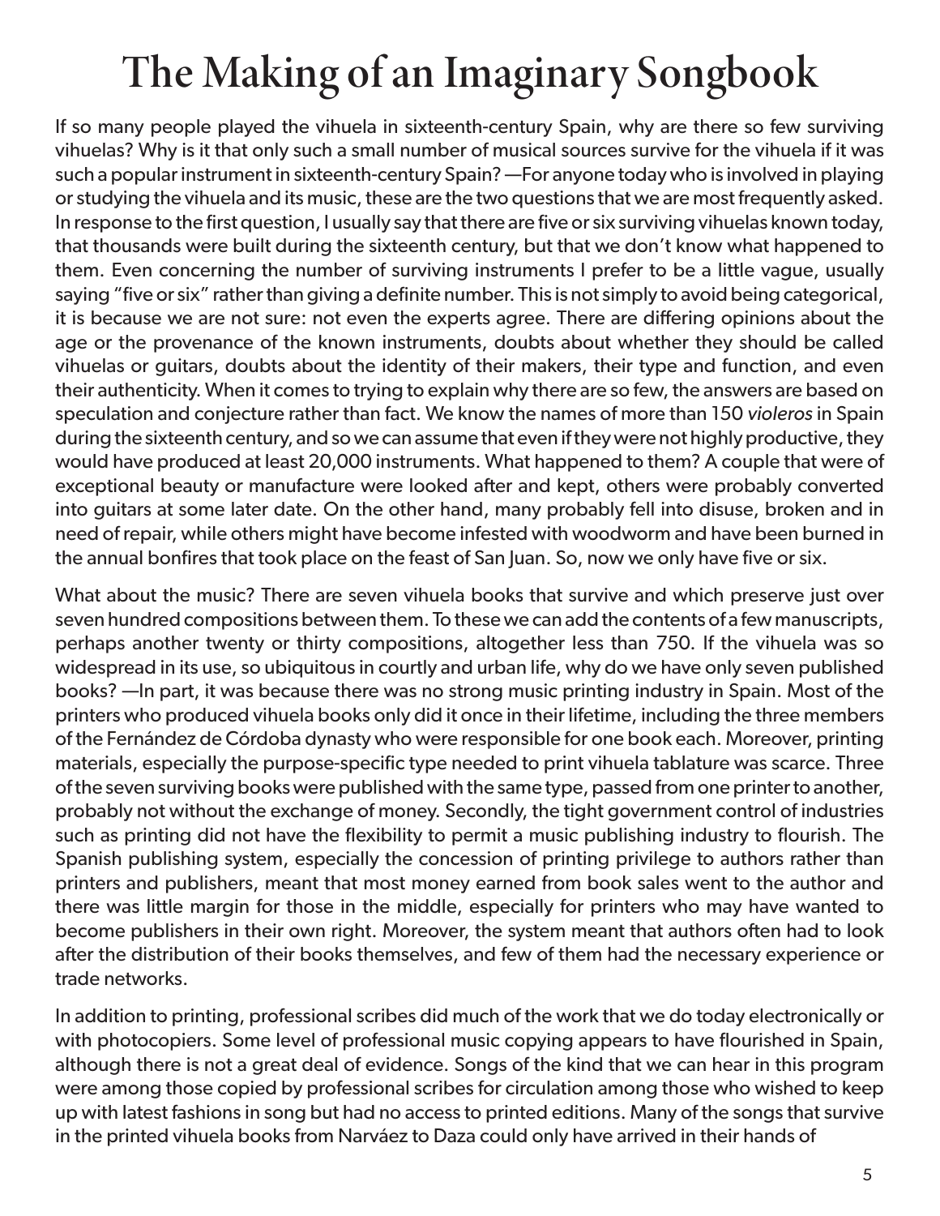# The Making of an Imaginary Songbook

If so many people played the vihuela in sixteenth-century Spain, why are there so few surviving vihuelas? Why is it that only such a small number of musical sources survive for the vihuela if it was such a popular instrument in sixteenth-century Spain? —For anyone today who is involved in playing or studying the vihuela and its music, these are the two questions that we are most frequently asked. In response to the first question, I usually say that there are five or six surviving vihuelas known today, that thousands were built during the sixteenth century, but that we don't know what happened to them. Even concerning the number of surviving instruments I prefer to be a little vague, usually saying "five or six" rather than giving a definite number. This is not simply to avoid being categorical, it is because we are not sure: not even the experts agree. There are differing opinions about the age or the provenance of the known instruments, doubts about whether they should be called vihuelas or guitars, doubts about the identity of their makers, their type and function, and even their authenticity. When it comes to trying to explain why there are so few, the answers are based on speculation and conjecture rather than fact. We know the names of more than 150 *violeros* in Spain during the sixteenth century, and so we can assume that even if they were not highly productive, they would have produced at least 20,000 instruments. What happened to them? A couple that were of exceptional beauty or manufacture were looked after and kept, others were probably converted into guitars at some later date. On the other hand, many probably fell into disuse, broken and in need of repair, while others might have become infested with woodworm and have been burned in the annual bonfires that took place on the feast of San Juan. So, now we only have five or six.

What about the music? There are seven vihuela books that survive and which preserve just over seven hundred compositions between them. To these we can add the contents of a few manuscripts, perhaps another twenty or thirty compositions, altogether less than 750. If the vihuela was so widespread in its use, so ubiquitous in courtly and urban life, why do we have only seven published books? —In part, it was because there was no strong music printing industry in Spain. Most of the printers who produced vihuela books only did it once in their lifetime, including the three members of the Fernández de Córdoba dynasty who were responsible for one book each. Moreover, printing materials, especially the purpose-specific type needed to print vihuela tablature was scarce. Three of the seven surviving books were published with the same type, passed from one printer to another, probably not without the exchange of money. Secondly, the tight government control of industries such as printing did not have the flexibility to permit a music publishing industry to flourish. The Spanish publishing system, especially the concession of printing privilege to authors rather than printers and publishers, meant that most money earned from book sales went to the author and there was little margin for those in the middle, especially for printers who may have wanted to become publishers in their own right. Moreover, the system meant that authors often had to look after the distribution of their books themselves, and few of them had the necessary experience or trade networks.

In addition to printing, professional scribes did much of the work that we do today electronically or with photocopiers. Some level of professional music copying appears to have flourished in Spain, although there is not a great deal of evidence. Songs of the kind that we can hear in this program were among those copied by professional scribes for circulation among those who wished to keep up with latest fashions in song but had no access to printed editions. Many of the songs that survive in the printed vihuela books from Narváez to Daza could only have arrived in their hands of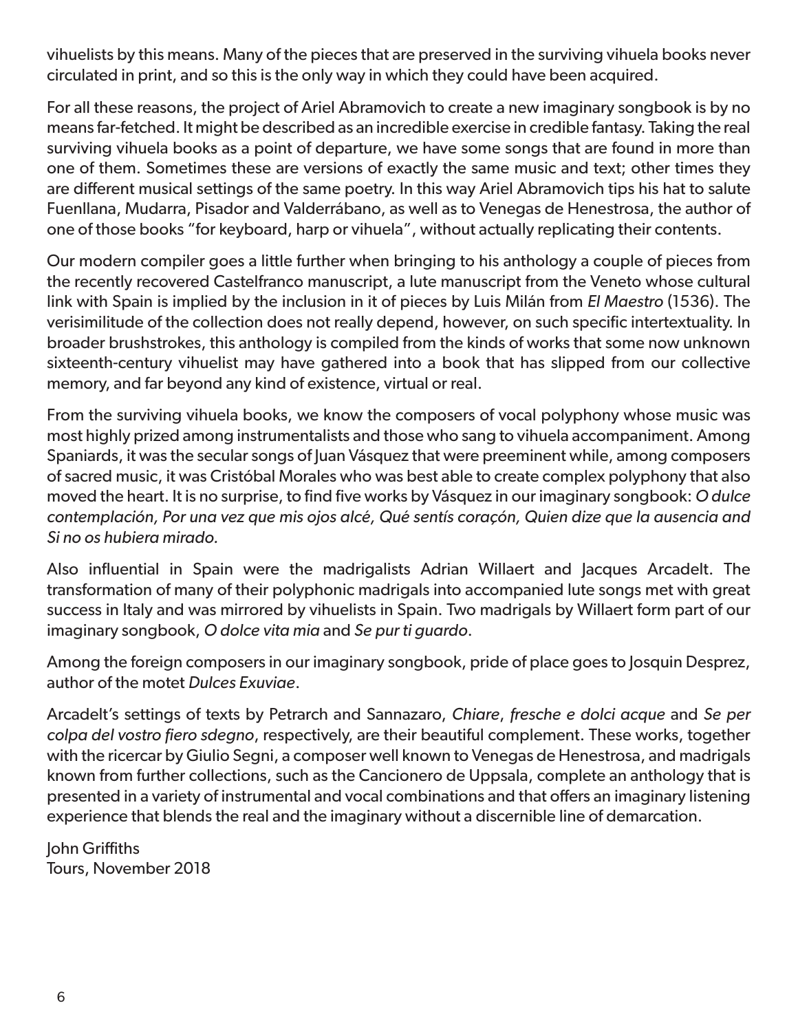vihuelists by this means. Many of the pieces that are preserved in the surviving vihuela books never circulated in print, and so this is the only way in which they could have been acquired.

For all these reasons, the project of Ariel Abramovich to create a new imaginary songbook is by no means far-fetched. It might be described as an incredible exercise in credible fantasy. Taking the real surviving vihuela books as a point of departure, we have some songs that are found in more than one of them. Sometimes these are versions of exactly the same music and text; other times they are different musical settings of the same poetry. In this way Ariel Abramovich tips his hat to salute Fuenllana, Mudarra, Pisador and Valderrábano, as well as to Venegas de Henestrosa, the author of one of those books "for keyboard, harp or vihuela", without actually replicating their contents.

Our modern compiler goes a little further when bringing to his anthology a couple of pieces from the recently recovered Castelfranco manuscript, a lute manuscript from the Veneto whose cultural link with Spain is implied by the inclusion in it of pieces by Luis Milán from *El Maestro* (1536). The verisimilitude of the collection does not really depend, however, on such specific intertextuality. In broader brushstrokes, this anthology is compiled from the kinds of works that some now unknown sixteenth-century vihuelist may have gathered into a book that has slipped from our collective memory, and far beyond any kind of existence, virtual or real.

From the surviving vihuela books, we know the composers of vocal polyphony whose music was most highly prized among instrumentalists and those who sang to vihuela accompaniment. Among Spaniards, it was the secular songs of Juan Vásquez that were preeminent while, among composers of sacred music, it was Cristóbal Morales who was best able to create complex polyphony that also moved the heart. It is no surprise, to find five works by Vásquez in our imaginary songbook: *O dulce contemplación, Por una vez que mis ojos alcé, Qué sentís coraçón, Quien dize que la ausencia and Si no os hubiera mirado.*

Also influential in Spain were the madrigalists Adrian Willaert and Jacques Arcadelt. The transformation of many of their polyphonic madrigals into accompanied lute songs met with great success in Italy and was mirrored by vihuelists in Spain. Two madrigals by Willaert form part of our imaginary songbook, *O dolce vita mia* and *Se pur ti guardo*.

Among the foreign composers in our imaginary songbook, pride of place goes to Josquin Desprez, author of the motet *Dulces Exuviae*.

Arcadelt's settings of texts by Petrarch and Sannazaro, *Chiare*, *fresche e dolci acque* and *Se per colpa del vostro fiero sdegno*, respectively, are their beautiful complement. These works, together with the ricercar by Giulio Segni, a composer well known to Venegas de Henestrosa, and madrigals known from further collections, such as the Cancionero de Uppsala, complete an anthology that is presented in a variety of instrumental and vocal combinations and that offers an imaginary listening experience that blends the real and the imaginary without a discernible line of demarcation.

John Griffiths  
Tours, November 2018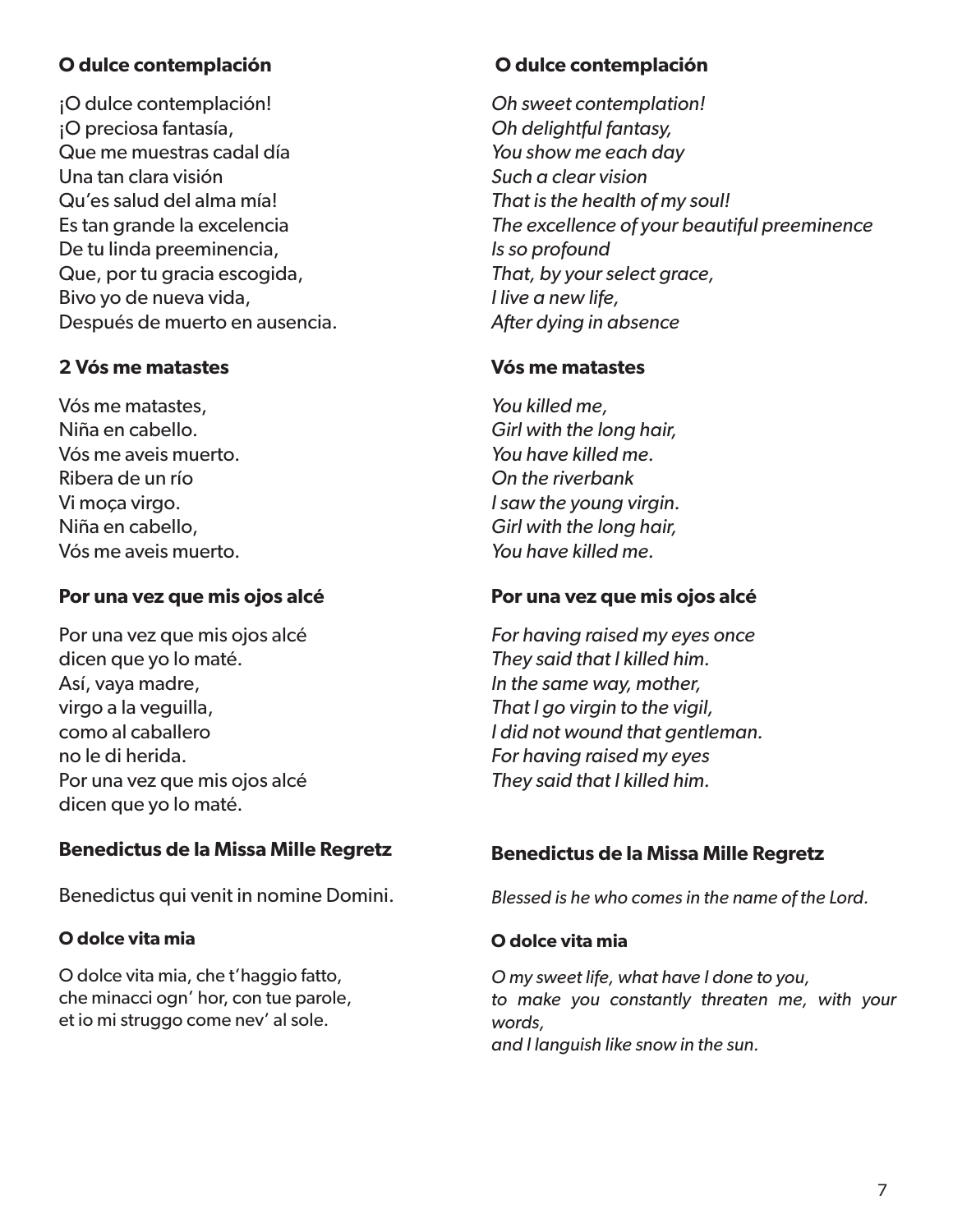**O dulce contemplación**

¡O dulce contemplación!
¡O preciosa fantasía,
Que me muestras cadal día
Una tan clara visión
Qu'es salud del alma mía!
Es tan grande la excelencia
De tu linda preeminencia,
Que, por tu gracia escogida,
Bivo yo de nueva vida,
Después de muerto en ausencia.

**O dulce contemplación**

*Oh sweet contemplation!*
*Oh delightful fantasy,*
*You show me each day*
*Such a clear vision*
*That is the health of my soul!*
*The excellence of your beautiful preeminence*
*Is so profound*
*That, by your select grace,*
*I live a new life,*
*After dying in absence*

**2 Vós me matastes**

Vós me matastes,
Niña en cabello.
Vós me aveis muerto.
Ribera de un río
Vi moça virgo.
Niña en cabello,
Vós me aveis muerto.

**Vós me matastes**

*You killed me,*
*Girl with the long hair,*
*You have killed me.*
*On the riverbank*
*I saw the young virgin.*
*Girl with the long hair,*
*You have killed me.*

**Por una vez que mis ojos alcé**

Por una vez que mis ojos alcé
dicen que yo lo maté.
Así, vaya madre,
virgo a la veguilla,
como al caballero
no le di herida.
Por una vez que mis ojos alcé
dicen que yo lo maté.

**Por una vez que mis ojos alcé**

*For having raised my eyes once*
*They said that I killed him.*
*In the same way, mother,*
*That I go virgin to the vigil,*
*I did not wound that gentleman.*
*For having raised my eyes*
*They said that I killed him.*

**Benedictus de la Missa Mille Regretz**

Benedictus qui venit in nomine Domini.

**Benedictus de la Missa Mille Regretz**

*Blessed is he who comes in the name of the Lord.*

**O dolce vita mia**

O dolce vita mia, che t'haggio fatto,
che minacci ogn' hor, con tue parole,
et io mi struggo come nev' al sole.

**O dolce vita mia**

*O my sweet life, what have I done to you,*
*to make you constantly threaten me, with your words,*
*and I languish like snow in the sun.*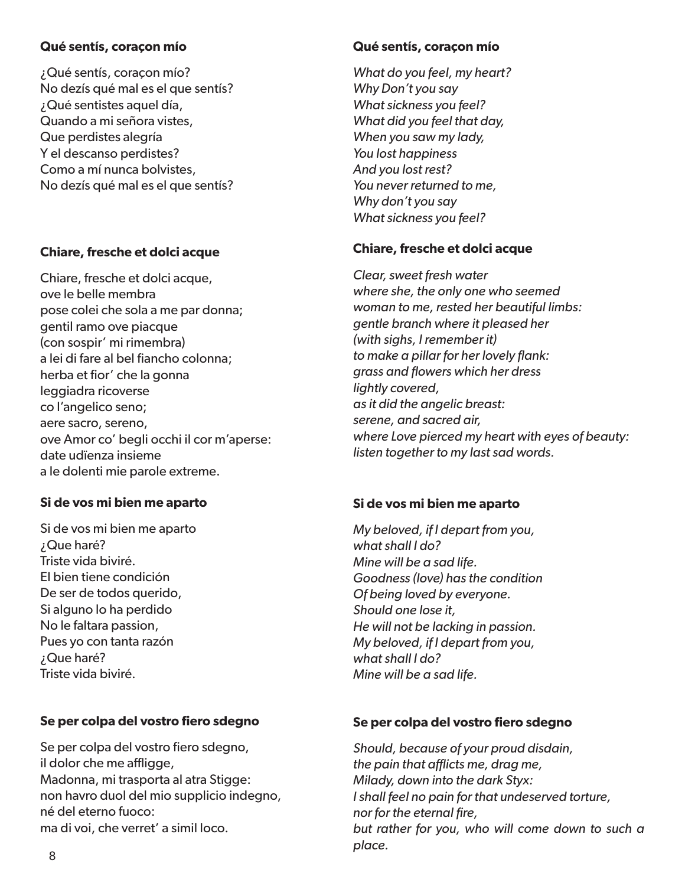**Qué sentís, coraçon mío**

¿Qué sentís, coraçon mío?
No dezís qué mal es el que sentís?
¿Qué sentistes aquel día,
Quando a mi señora vistes,
Que perdistes alegría
Y el descanso perdistes?
Como a mí nunca bolvistes,
No dezís qué mal es el que sentís?

**Qué sentís, coraçon mío**

*What do you feel, my heart?*
*Why Don't you say*
*What sickness you feel?*
*What did you feel that day,*
*When you saw my lady,*
*You lost happiness*
*And you lost rest?*
*You never returned to me,*
*Why don't you say*
*What sickness you feel?*

**Chiare, fresche et dolci acque**

Chiare, fresche et dolci acque,
ove le belle membra
pose colei che sola a me par donna;
gentil ramo ove piacque
(con sospir' mi rimembra)
a lei di fare al bel fiancho colonna;
herba et fior' che la gonna
leggiadra ricoverse
co l'angelico seno;
aere sacro, sereno,
ove Amor co' begli occhi il cor m'aperse:
date udïenza insieme
a le dolenti mie parole extreme.

**Chiare, fresche et dolci acque**

*Clear, sweet fresh water*
*where she, the only one who seemed*
*woman to me, rested her beautiful limbs:*
*gentle branch where it pleased her*
*(with sighs, I remember it)*
*to make a pillar for her lovely flank:*
*grass and flowers which her dress*
*lightly covered,*
*as it did the angelic breast:*
*serene, and sacred air,*
*where Love pierced my heart with eyes of beauty:*
*listen together to my last sad words.*

**Si de vos mi bien me aparto**

Si de vos mi bien me aparto
¿Que haré?
Triste vida biviré.
El bien tiene condición
De ser de todos querido,
Si alguno lo ha perdido
No le faltara passion,
Pues yo con tanta razón
¿Que haré?
Triste vida biviré.

**Si de vos mi bien me aparto**

*My beloved, if I depart from you,*
*what shall I do?*
*Mine will be a sad life.*
*Goodness (love) has the condition*
*Of being loved by everyone.*
*Should one lose it,*
*He will not be lacking in passion.*
*My beloved, if I depart from you,*
*what shall I do?*
*Mine will be a sad life.*

**Se per colpa del vostro fiero sdegno**

Se per colpa del vostro fiero sdegno,
il dolor che me affligge,
Madonna, mi trasporta al atra Stigge:
non havro duol del mio supplicio indegno,
né del eterno fuoco:
ma di voi, che verret' a simil loco.

**Se per colpa del vostro fiero sdegno**

*Should, because of your proud disdain,*
*the pain that afflicts me, drag me,*
*Milady, down into the dark Styx:*
*I shall feel no pain for that undeserved torture,*
*nor for the eternal fire,*
*but rather for you, who will come down to such a place.*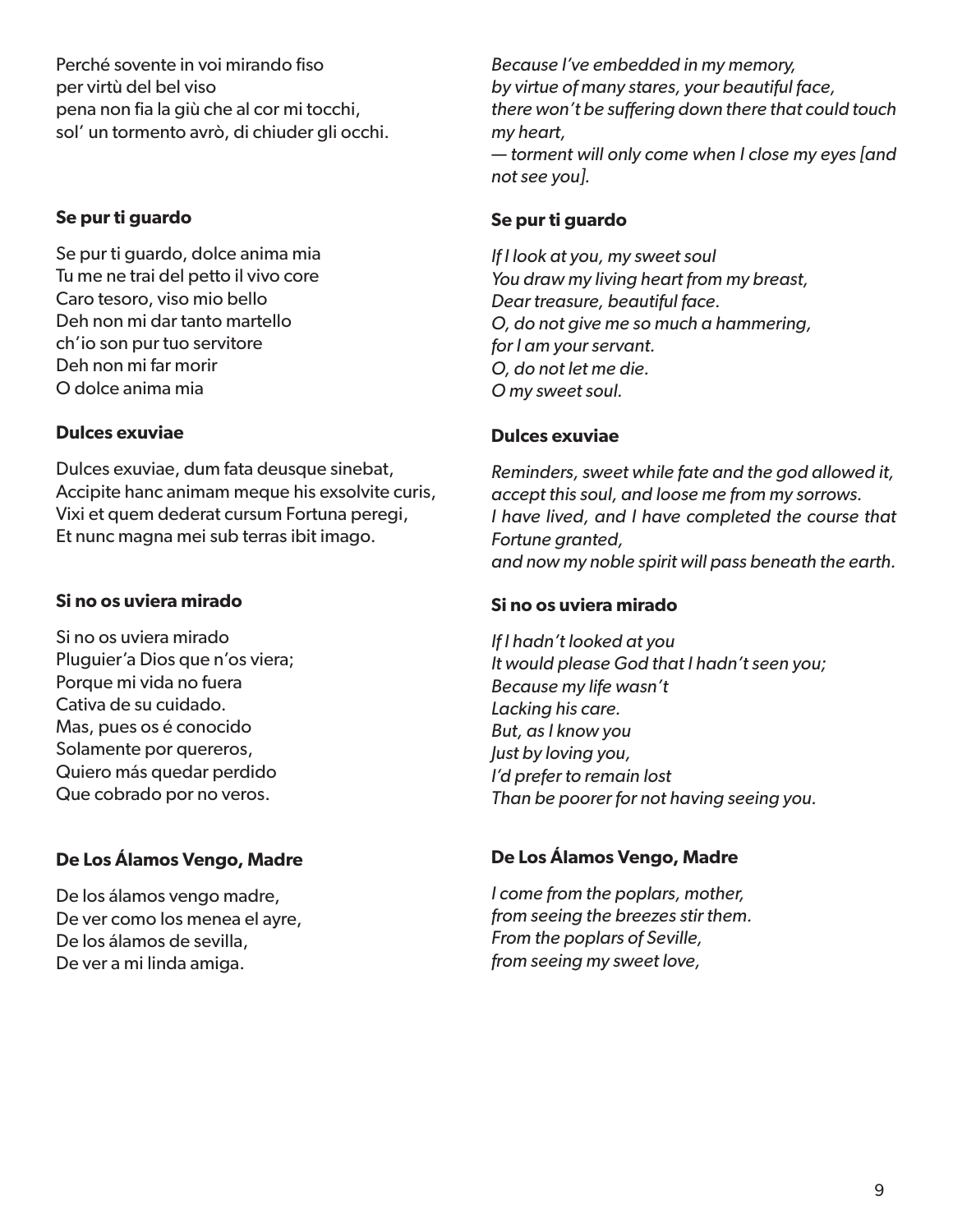Perché sovente in voi mirando fiso
per virtù del bel viso
pena non fia la giù che al cor mi tocchi,
sol' un tormento avrò, di chiuder gli occhi.

*Because I've embedded in my memory,*
*by virtue of many stares, your beautiful face,*
*there won't be suffering down there that could touch my heart,*
*— torment will only come when I close my eyes [and not see you].*

### Se pur ti guardo

Se pur ti guardo, dolce anima mia
Tu me ne trai del petto il vivo core
Caro tesoro, viso mio bello
Deh non mi dar tanto martello
ch'io son pur tuo servitore
Deh non mi far morir
O dolce anima mia

*If I look at you, my sweet soul*
*You draw my living heart from my breast,*
*Dear treasure, beautiful face.*
*O, do not give me so much a hammering,*
*for I am your servant.*
*O, do not let me die.*
*O my sweet soul.*

### Dulces exuviae

Dulces exuviae, dum fata deusque sinebat,
Accipite hanc animam meque his exsolvite curis,
Vixi et quem dederat cursum Fortuna peregi,
Et nunc magna mei sub terras ibit imago.

*Reminders, sweet while fate and the god allowed it,*
*accept this soul, and loose me from my sorrows.*
*I have lived, and I have completed the course that Fortune granted,*
*and now my noble spirit will pass beneath the earth.*

### Si no os uviera mirado

Si no os uviera mirado
Pluguier'a Dios que n'os viera;
Porque mi vida no fuera
Cativa de su cuidado.
Mas, pues os é conocido
Solamente por quereros,
Quiero más quedar perdido
Que cobrado por no veros.

*If I hadn't looked at you*
*It would please God that I hadn't seen you;*
*Because my life wasn't*
*Lacking his care.*
*But, as I know you*
*Just by loving you,*
*I'd prefer to remain lost*
*Than be poorer for not having seeing you.*

### De Los Álamos Vengo, Madre

De los álamos vengo madre,
De ver como los menea el ayre,
De los álamos de sevilla,
De ver a mi linda amiga.

*I come from the poplars, mother,*
*from seeing the breezes stir them.*
*From the poplars of Seville,*
*from seeing my sweet love,*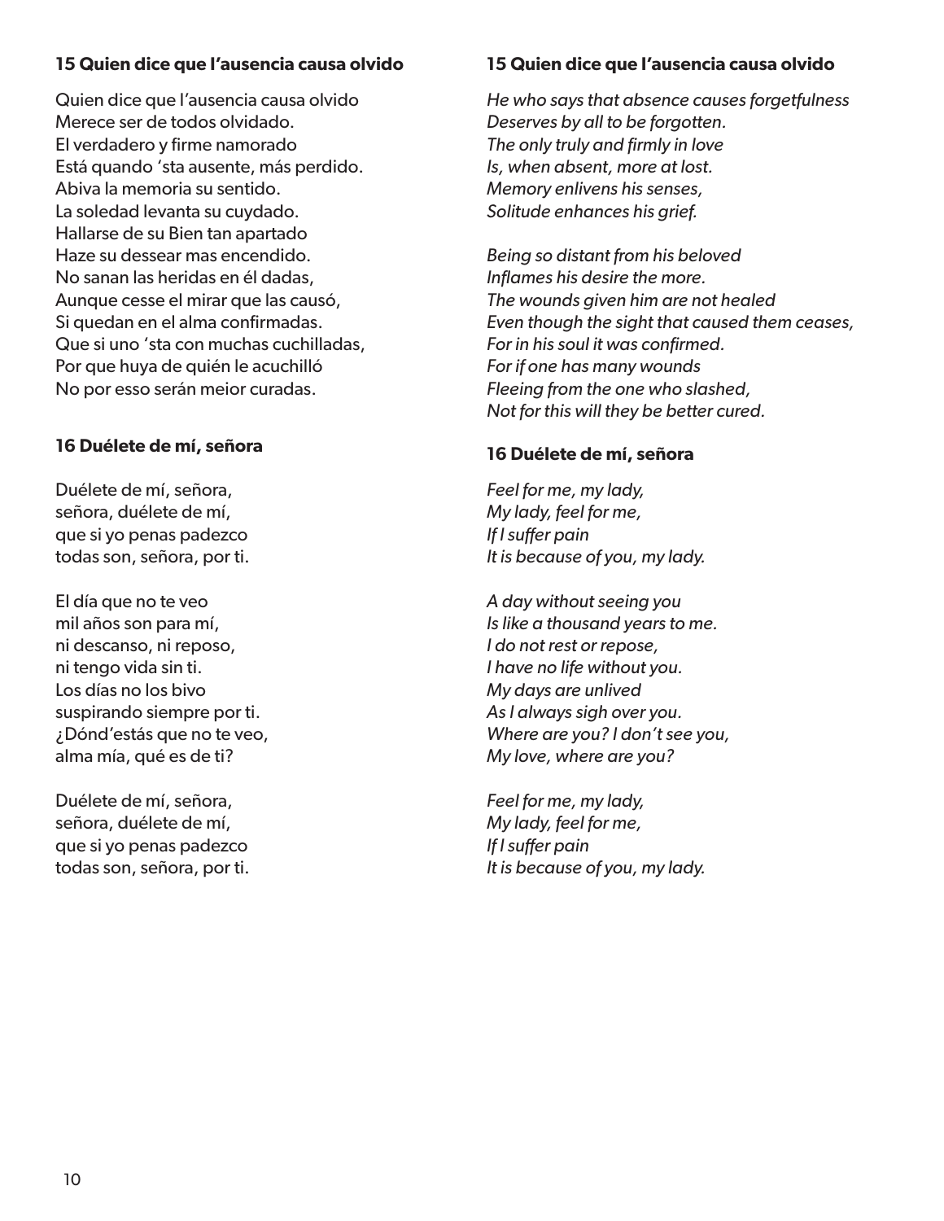### 15 Quien dice que l'ausencia causa olvido

Quien dice que l'ausencia causa olvido
Merece ser de todos olvidado.
El verdadero y firme namorado
Está quando 'sta ausente, más perdido.
Abiva la memoria su sentido.
La soledad levanta su cuydado.
Hallarse de su Bien tan apartado
Haze su dessear mas encendido.
No sanan las heridas en él dadas,
Aunque cesse el mirar que las causó,
Si quedan en el alma confirmadas.
Que si uno 'sta con muchas cuchilladas,
Por que huya de quién le acuchilló
No por esso serán meior curadas.

### 15 Quien dice que l'ausencia causa olvido

*He who says that absence causes forgetfulness*
*Deserves by all to be forgotten.*
*The only truly and firmly in love*
*Is, when absent, more at lost.*
*Memory enlivens his senses,*
*Solitude enhances his grief.*

*Being so distant from his beloved*
*Inflames his desire the more.*
*The wounds given him are not healed*
*Even though the sight that caused them ceases,*
*For in his soul it was confirmed.*
*For if one has many wounds*
*Fleeing from the one who slashed,*
*Not for this will they be better cured.*

### 16 Duélete de mí, señora

Duélete de mí, señora,
señora, duélete de mí,
que si yo penas padezco
todas son, señora, por ti.

El día que no te veo
mil años son para mí,
ni descanso, ni reposo,
ni tengo vida sin ti.
Los días no los bivo
suspirando siempre por ti.
¿Dónd'estás que no te veo,
alma mía, qué es de ti?

Duélete de mí, señora,
señora, duélete de mí,
que si yo penas padezco
todas son, señora, por ti.

### 16 Duélete de mí, señora

*Feel for me, my lady,*
*My lady, feel for me,*
*If I suffer pain*
*It is because of you, my lady.*

*A day without seeing you*
*Is like a thousand years to me.*
*I do not rest or repose,*
*I have no life without you.*
*My days are unlived*
*As I always sigh over you.*
*Where are you? I don't see you,*
*My love, where are you?*

*Feel for me, my lady,*
*My lady, feel for me,*
*If I suffer pain*
*It is because of you, my lady.*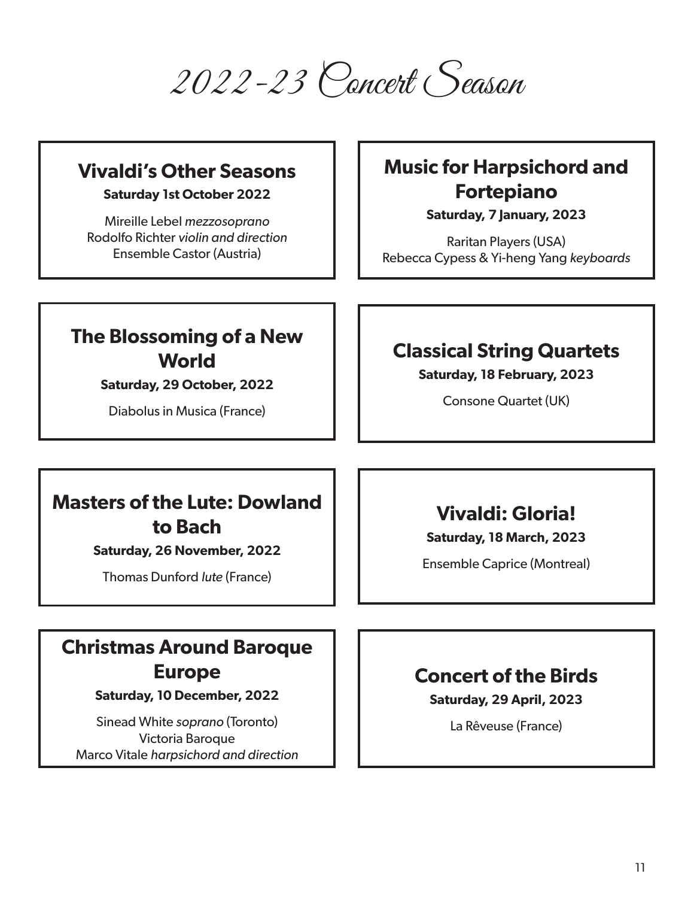# 2022-23 Concert Season

## Vivaldi's Other Seasons

**Saturday 1st October 2022**

Mireille Lebel *mezzosoprano*
Rodolfo Richter *violin and direction*
Ensemble Castor (Austria)

## The Blossoming of a New World

**Saturday, 29 October, 2022**

Diabolus in Musica (France)

## Masters of the Lute: Dowland to Bach

**Saturday, 26 November, 2022**

Thomas Dunford *lute* (France)

## Christmas Around Baroque Europe

**Saturday, 10 December, 2022**

Sinead White *soprano* (Toronto)
Victoria Baroque
Marco Vitale *harpsichord and direction*

## Music for Harpsichord and Fortepiano

**Saturday, 7 January, 2023**

Raritan Players (USA)
Rebecca Cypess & Yi-heng Yang *keyboards*

## Classical String Quartets

**Saturday, 18 February, 2023**

Consone Quartet (UK)

## Vivaldi: Gloria!

**Saturday, 18 March, 2023**

Ensemble Caprice (Montreal)

## Concert of the Birds

**Saturday, 29 April, 2023**

La Rêveuse (France)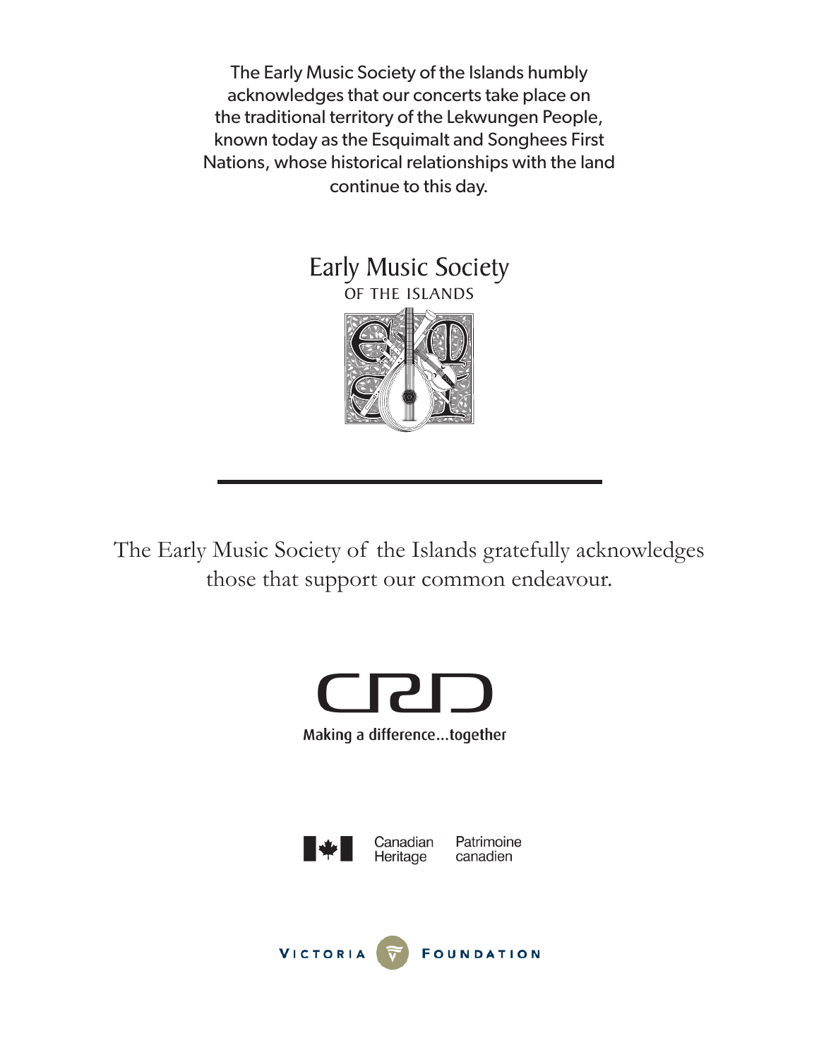The Early Music Society of the Islands humbly acknowledges that our concerts take place on the traditional territory of the Lekwungen People, known today as the Esquimalt and Songhees First Nations, whose historical relationships with the land continue to this day.

Early Music Society
OF THE ISLANDS

---

The Early Music Society of the Islands gratefully acknowledges those that support our common endeavour.

CRD
Making a difference...together

Canadian Heritage
Patrimoine canadien

VICTORIA FOUNDATION